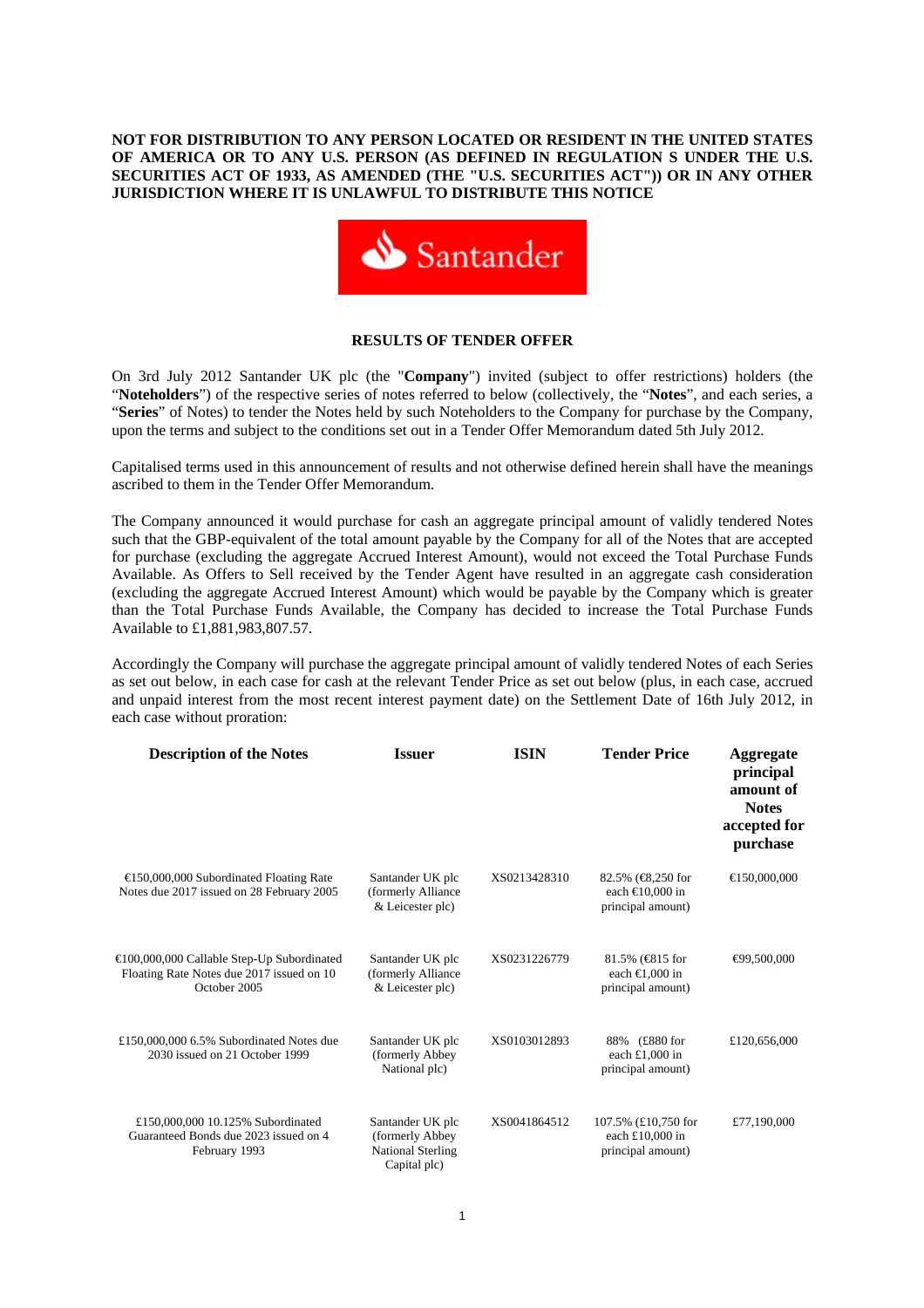**NOT FOR DISTRIBUTION TO ANY PERSON LOCATED OR RESIDENT IN THE UNITED STATES OF AMERICA OR TO ANY U.S. PERSON (AS DEFINED IN REGULATION S UNDER THE U.S. SECURITIES ACT OF 1933, AS AMENDED (THE "U.S. SECURITIES ACT")) OR IN ANY OTHER JURISDICTION WHERE IT IS UNLAWFUL TO DISTRIBUTE THIS NOTICE**

Santander

## RESULTS OF TENDER OFFER

On 3rd July 2012 Santander UK plc (the "**Company**") invited (subject to offer restrictions) holders (the "**Noteholders**") of the respective series of notes referred to below (collectively, the "**Notes**", and each series, a "**Series**" of Notes) to tender the Notes held by such Noteholders to the Company for purchase by the Company, upon the terms and subject to the conditions set out in a Tender Offer Memorandum dated 5th July 2012.

Capitalised terms used in this announcement of results and not otherwise defined herein shall have the meanings ascribed to them in the Tender Offer Memorandum.

The Company announced it would purchase for cash an aggregate principal amount of validly tendered Notes such that the GBP-equivalent of the total amount payable by the Company for all of the Notes that are accepted for purchase (excluding the aggregate Accrued Interest Amount), would not exceed the Total Purchase Funds Available. As Offers to Sell received by the Tender Agent have resulted in an aggregate cash consideration (excluding the aggregate Accrued Interest Amount) which would be payable by the Company which is greater than the Total Purchase Funds Available, the Company has decided to increase the Total Purchase Funds Available to £1,881,983,807.57.

Accordingly the Company will purchase the aggregate principal amount of validly tendered Notes of each Series as set out below, in each case for cash at the relevant Tender Price as set out below (plus, in each case, accrued and unpaid interest from the most recent interest payment date) on the Settlement Date of 16th July 2012, in each case without proration:

| Description of the Notes | Issuer | ISIN | Tender Price | Aggregate principal amount of Notes accepted for purchase |
|---|---|---|---|---|
| €150,000,000 Subordinated Floating Rate Notes due 2017 issued on 28 February 2005 | Santander UK plc (formerly Alliance & Leicester plc) | XS0213428310 | 82.5% (€8,250 for each €10,000 in principal amount) | €150,000,000 |
| €100,000,000 Callable Step-Up Subordinated Floating Rate Notes due 2017 issued on 10 October 2005 | Santander UK plc (formerly Alliance & Leicester plc) | XS0231226779 | 81.5% (€815 for each €1,000 in principal amount) | €99,500,000 |
| £150,000,000 6.5% Subordinated Notes due 2030 issued on 21 October 1999 | Santander UK plc (formerly Abbey National plc) | XS0103012893 | 88% (£880 for each £1,000 in principal amount) | £120,656,000 |
| £150,000,000 10.125% Subordinated Guaranteed Bonds due 2023 issued on 4 February 1993 | Santander UK plc (formerly Abbey National Sterling Capital plc) | XS0041864512 | 107.5% (£10,750 for each £10,000 in principal amount) | £77,190,000 |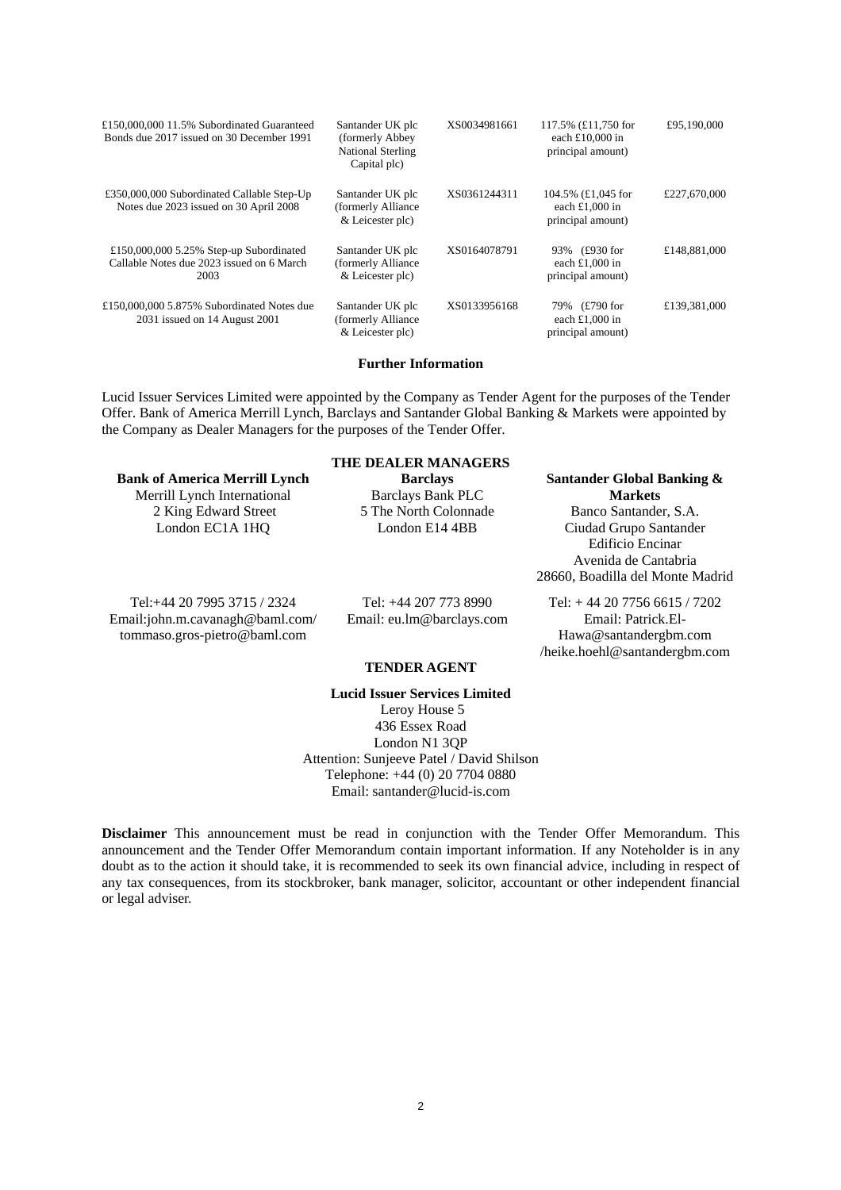| | | | | |
|---|---|---|---|---|
| £150,000,000 11.5% Subordinated Guaranteed Bonds due 2017 issued on 30 December 1991 | Santander UK plc (formerly Abbey National Sterling Capital plc) | XS0034981661 | 117.5% (£11,750 for each £10,000 in principal amount) | £95,190,000 |
| £350,000,000 Subordinated Callable Step-Up Notes due 2023 issued on 30 April 2008 | Santander UK plc (formerly Alliance & Leicester plc) | XS0361244311 | 104.5% (£1,045 for each £1,000 in principal amount) | £227,670,000 |
| £150,000,000 5.25% Step-up Subordinated Callable Notes due 2023 issued on 6 March 2003 | Santander UK plc (formerly Alliance & Leicester plc) | XS0164078791 | 93% (£930 for each £1,000 in principal amount) | £148,881,000 |
| £150,000,000 5.875% Subordinated Notes due 2031 issued on 14 August 2001 | Santander UK plc (formerly Alliance & Leicester plc) | XS0133956168 | 79% (£790 for each £1,000 in principal amount) | £139,381,000 |

**Further Information**

Lucid Issuer Services Limited were appointed by the Company as Tender Agent for the purposes of the Tender Offer. Bank of America Merrill Lynch, Barclays and Santander Global Banking & Markets were appointed by the Company as Dealer Managers for the purposes of the Tender Offer.

**THE DEALER MANAGERS**

**Bank of America Merrill Lynch**
Merrill Lynch International
2 King Edward Street
London EC1A 1HQ

Tel:+44 20 7995 3715 / 2324
Email:john.m.cavanagh@baml.com/ tommaso.gros-pietro@baml.com

**Barclays**
Barclays Bank PLC
5 The North Colonnade
London E14 4BB

Tel: +44 207 773 8990
Email: eu.lm@barclays.com

**Santander Global Banking & Markets**
Banco Santander, S.A.
Ciudad Grupo Santander
Edificio Encinar
Avenida de Cantabria
28660, Boadilla del Monte Madrid

Tel: + 44 20 7756 6615 / 7202
Email: Patrick.El-Hawa@santandergbm.com /heike.hoehl@santandergbm.com

**TENDER AGENT**

**Lucid Issuer Services Limited**
Leroy House 5
436 Essex Road
London N1 3QP
Attention: Sunjeeve Patel / David Shilson
Telephone: +44 (0) 20 7704 0880
Email: santander@lucid-is.com

**Disclaimer** This announcement must be read in conjunction with the Tender Offer Memorandum. This announcement and the Tender Offer Memorandum contain important information. If any Noteholder is in any doubt as to the action it should take, it is recommended to seek its own financial advice, including in respect of any tax consequences, from its stockbroker, bank manager, solicitor, accountant or other independent financial or legal adviser.